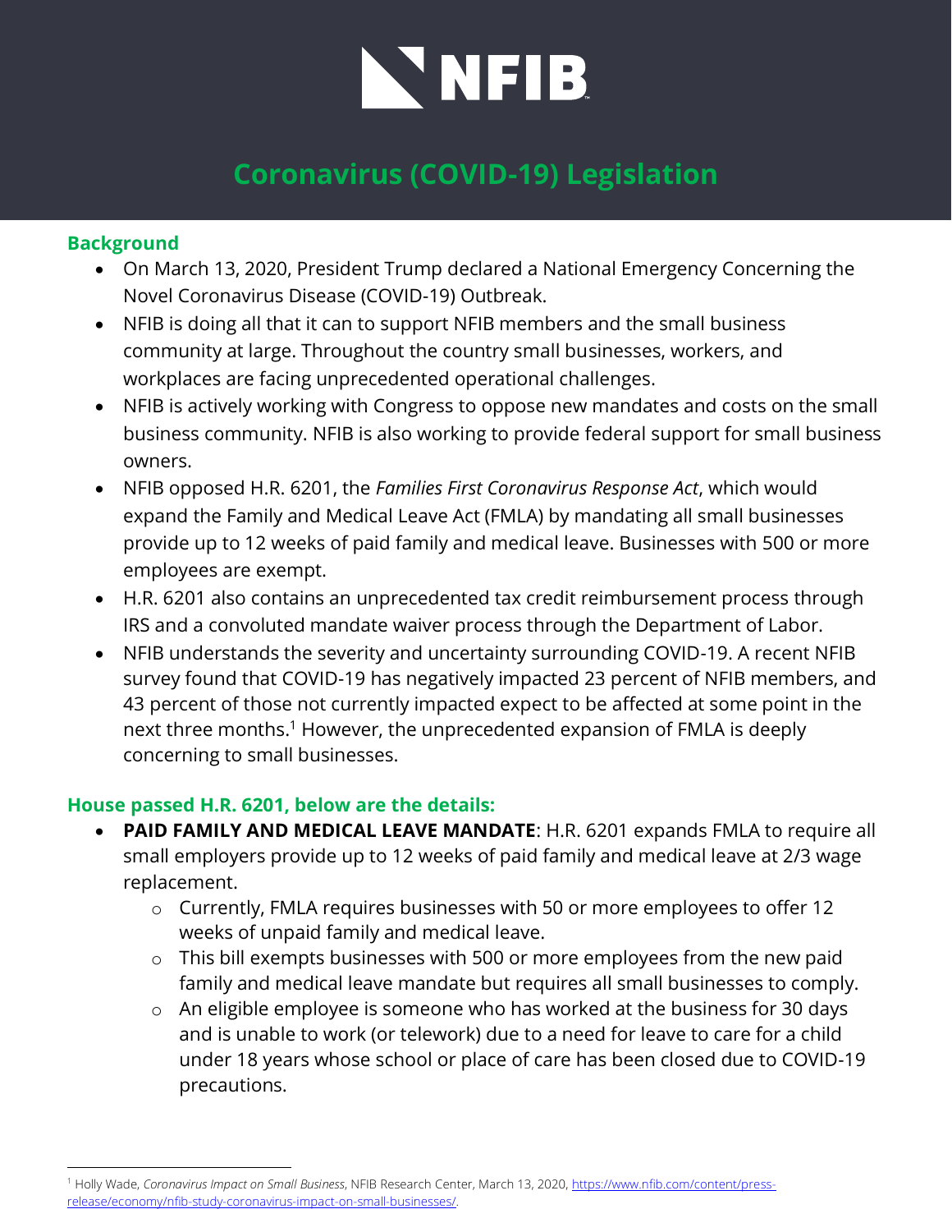# Coronavirus (COVID-19) Legislation

## Background

- On March 13, 2020, President Trump declared a National Emergency Concerning the Novel Coronavirus Disease (COVID-19) Outbreak.
- NFIB is doing all that it can to support NFIB members and the small business community at large. Throughout the country small businesses, workers, and workplaces are facing unprecedented operational challenges.
- NFIB is actively working with Congress to oppose new mandates and costs on the small business community. NFIB is also working to provide federal support for small business owners.
- NFIB opposed H.R. 6201, the *Families First Coronavirus Response Act*, which would expand the Family and Medical Leave Act (FMLA) by mandating all small businesses provide up to 12 weeks of paid family and medical leave. Businesses with 500 or more employees are exempt.
- H.R. 6201 also contains an unprecedented tax credit reimbursement process through IRS and a convoluted mandate waiver process through the Department of Labor.
- NFIB understands the severity and uncertainty surrounding COVID-19. A recent NFIB survey found that COVID-19 has negatively impacted 23 percent of NFIB members, and 43 percent of those not currently impacted expect to be affected at some point in the next three months.[1] However, the unprecedented expansion of FMLA is deeply concerning to small businesses.

## House passed H.R. 6201, below are the details:

- **PAID FAMILY AND MEDICAL LEAVE MANDATE**: H.R. 6201 expands FMLA to require all small employers provide up to 12 weeks of paid family and medical leave at 2/3 wage replacement.
  - Currently, FMLA requires businesses with 50 or more employees to offer 12 weeks of unpaid family and medical leave.
  - This bill exempts businesses with 500 or more employees from the new paid family and medical leave mandate but requires all small businesses to comply.
  - An eligible employee is someone who has worked at the business for 30 days and is unable to work (or telework) due to a need for leave to care for a child under 18 years whose school or place of care has been closed due to COVID-19 precautions.

---

[1] Holly Wade, *Coronavirus Impact on Small Business*, NFIB Research Center, March 13, 2020, https://www.nfib.com/content/press-release/economy/nfib-study-coronavirus-impact-on-small-businesses/.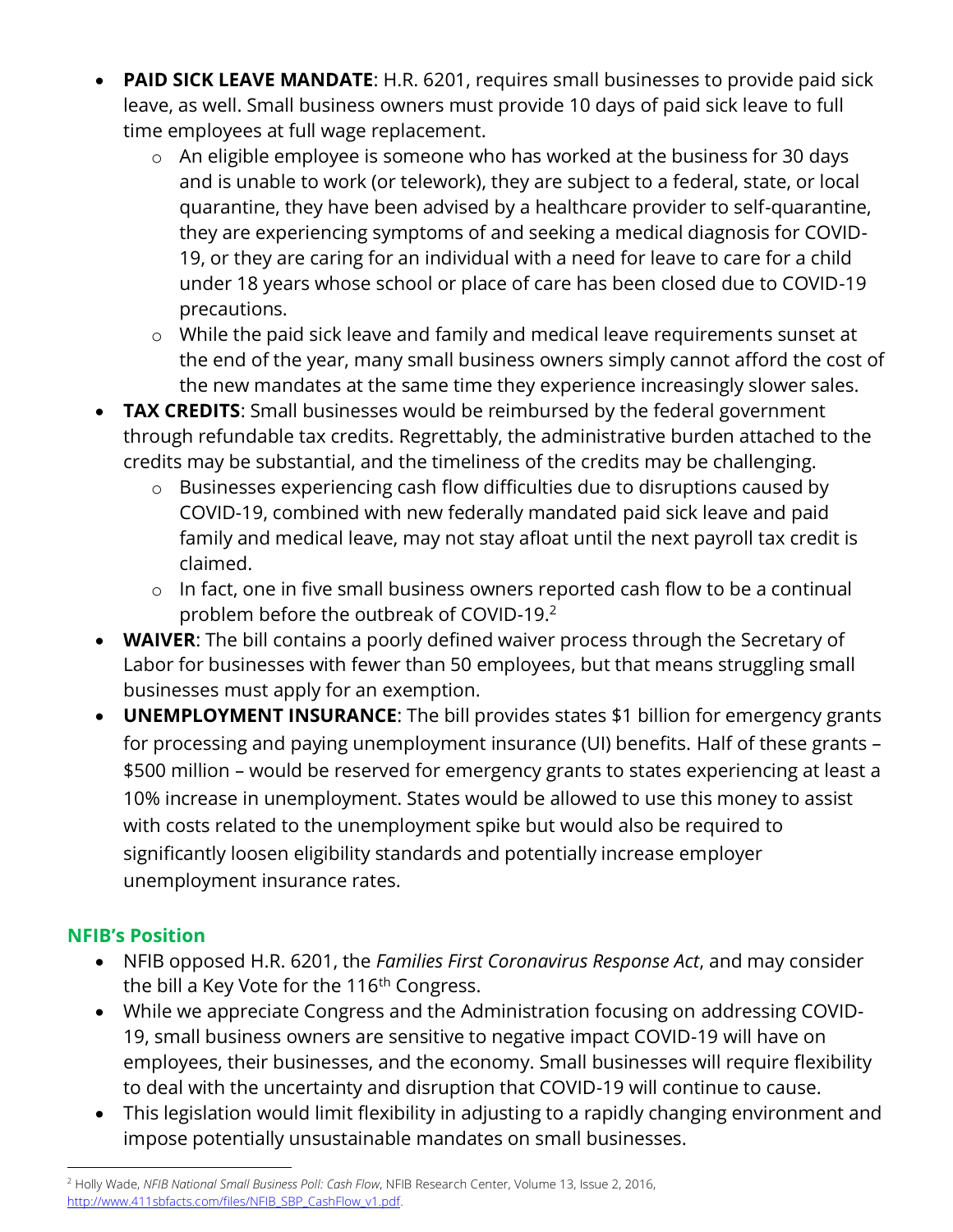- **PAID SICK LEAVE MANDATE**: H.R. 6201, requires small businesses to provide paid sick leave, as well. Small business owners must provide 10 days of paid sick leave to full time employees at full wage replacement.
    - An eligible employee is someone who has worked at the business for 30 days and is unable to work (or telework), they are subject to a federal, state, or local quarantine, they have been advised by a healthcare provider to self-quarantine, they are experiencing symptoms of and seeking a medical diagnosis for COVID-19, or they are caring for an individual with a need for leave to care for a child under 18 years whose school or place of care has been closed due to COVID-19 precautions.
    - While the paid sick leave and family and medical leave requirements sunset at the end of the year, many small business owners simply cannot afford the cost of the new mandates at the same time they experience increasingly slower sales.
- **TAX CREDITS**: Small businesses would be reimbursed by the federal government through refundable tax credits. Regrettably, the administrative burden attached to the credits may be substantial, and the timeliness of the credits may be challenging.
    - Businesses experiencing cash flow difficulties due to disruptions caused by COVID-19, combined with new federally mandated paid sick leave and paid family and medical leave, may not stay afloat until the next payroll tax credit is claimed.
    - In fact, one in five small business owners reported cash flow to be a continual problem before the outbreak of COVID-19.[2]
- **WAIVER**: The bill contains a poorly defined waiver process through the Secretary of Labor for businesses with fewer than 50 employees, but that means struggling small businesses must apply for an exemption.
- **UNEMPLOYMENT INSURANCE**: The bill provides states $1 billion for emergency grants for processing and paying unemployment insurance (UI) benefits. Half of these grants – $500 million – would be reserved for emergency grants to states experiencing at least a 10% increase in unemployment. States would be allowed to use this money to assist with costs related to the unemployment spike but would also be required to significantly loosen eligibility standards and potentially increase employer unemployment insurance rates.

## NFIB's Position

- NFIB opposed H.R. 6201, the *Families First Coronavirus Response Act*, and may consider the bill a Key Vote for the 116th Congress.
- While we appreciate Congress and the Administration focusing on addressing COVID-19, small business owners are sensitive to negative impact COVID-19 will have on employees, their businesses, and the economy. Small businesses will require flexibility to deal with the uncertainty and disruption that COVID-19 will continue to cause.
- This legislation would limit flexibility in adjusting to a rapidly changing environment and impose potentially unsustainable mandates on small businesses.

---

[2] Holly Wade, *NFIB National Small Business Poll: Cash Flow*, NFIB Research Center, Volume 13, Issue 2, 2016, http://www.411sbfacts.com/files/NFIB_SBP_CashFlow_v1.pdf.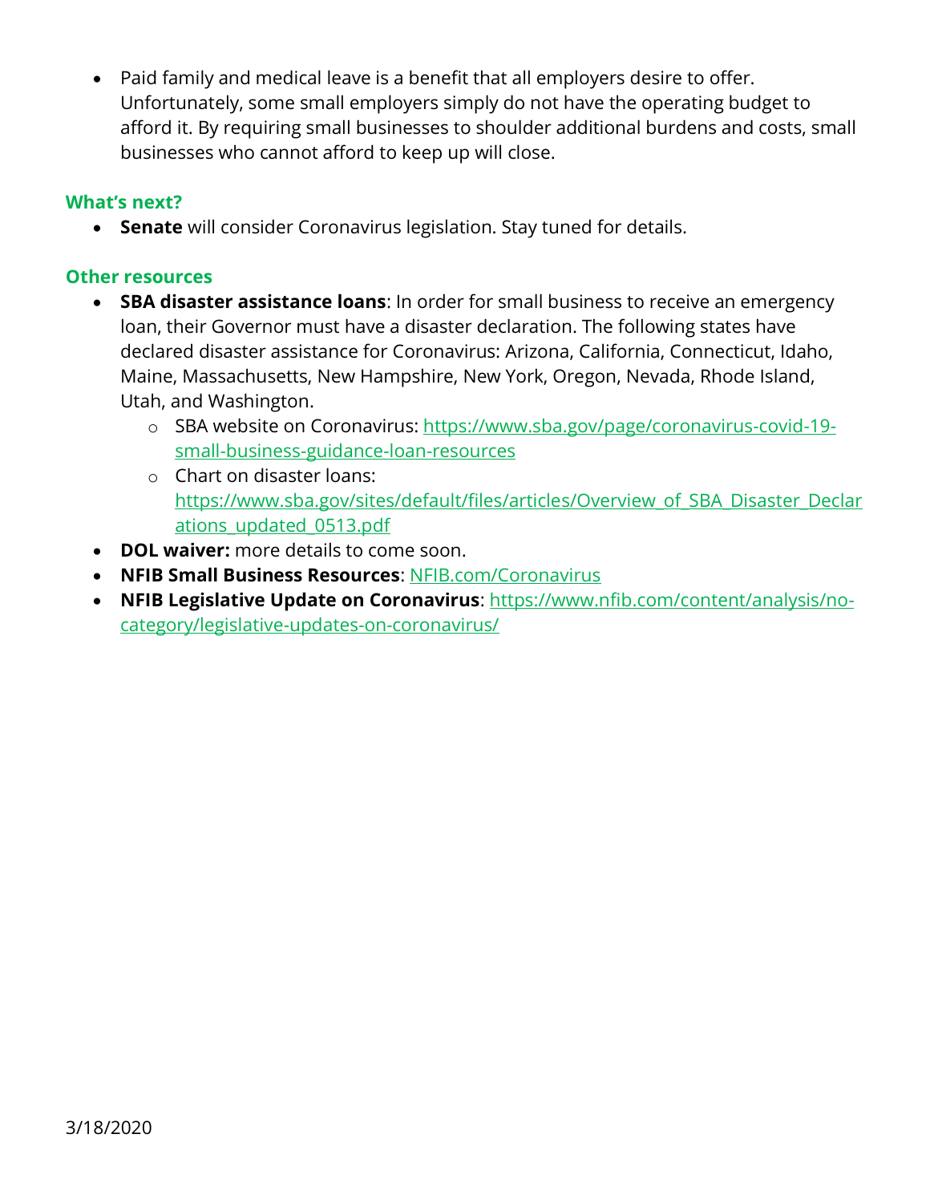- Paid family and medical leave is a benefit that all employers desire to offer. Unfortunately, some small employers simply do not have the operating budget to afford it. By requiring small businesses to shoulder additional burdens and costs, small businesses who cannot afford to keep up will close.

### What's next?

- **Senate** will consider Coronavirus legislation. Stay tuned for details.

### Other resources

- **SBA disaster assistance loans**: In order for small business to receive an emergency loan, their Governor must have a disaster declaration. The following states have declared disaster assistance for Coronavirus: Arizona, California, Connecticut, Idaho, Maine, Massachusetts, New Hampshire, New York, Oregon, Nevada, Rhode Island, Utah, and Washington.
  - SBA website on Coronavirus: https://www.sba.gov/page/coronavirus-covid-19-small-business-guidance-loan-resources
  - Chart on disaster loans: https://www.sba.gov/sites/default/files/articles/Overview_of_SBA_Disaster_Declarations_updated_0513.pdf
- **DOL waiver:** more details to come soon.
- **NFIB Small Business Resources**: NFIB.com/Coronavirus
- **NFIB Legislative Update on Coronavirus**: https://www.nfib.com/content/analysis/no-category/legislative-updates-on-coronavirus/

3/18/2020